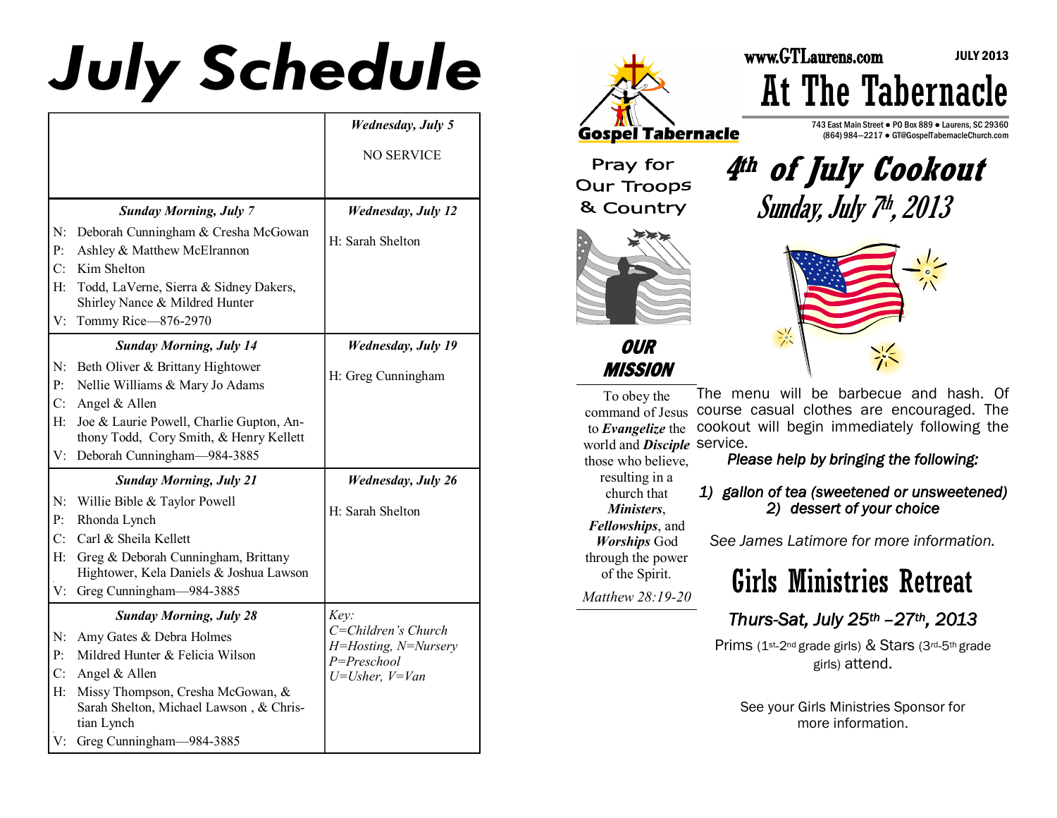# July Schedule

| Sunday | Wednesday |
|---|---|
| | ***Wednesday, July 5*** NO SERVICE |
| ***Sunday Morning, July 7*** N: Deborah Cunningham & Cresha McGowan P: Ashley & Matthew McElrannon C: Kim Shelton H: Todd, LaVerne, Sierra & Sidney Dakers, Shirley Nance & Mildred Hunter V: Tommy Rice—876-2970 | ***Wednesday, July 12*** H: Sarah Shelton |
| ***Sunday Morning, July 14*** N: Beth Oliver & Brittany Hightower P: Nellie Williams & Mary Jo Adams C: Angel & Allen H: Joe & Laurie Powell, Charlie Gupton, Anthony Todd, Cory Smith, & Henry Kellett V: Deborah Cunningham—984-3885 | ***Wednesday, July 19*** H: Greg Cunningham |
| ***Sunday Morning, July 21*** N: Willie Bible & Taylor Powell P: Rhonda Lynch C: Carl & Sheila Kellett H: Greg & Deborah Cunningham, Brittany Hightower, Kela Daniels & Joshua Lawson V: Greg Cunningham—984-3885 | ***Wednesday, July 26*** H: Sarah Shelton |
| ***Sunday Morning, July 28*** N: Amy Gates & Debra Holmes P: Mildred Hunter & Felicia Wilson C: Angel & Allen H: Missy Thompson, Cresha McGowan, & Sarah Shelton, Michael Lawson , & Christian Lynch V: Greg Cunningham—984-3885 | *Key: C=Children's Church H=Hosting, N=Nursery P=Preschool U=Usher, V=Van* |

Gospel Tabernacle

www.GTLaurens.com

JULY 2013

# At The Tabernacle

743 East Main Street ● PO Box 889 ● Laurens, SC 29360
(864) 984—2217 ● GT@GospelTabernacleChurch.com

Pray for Our Troops & Country

## OUR MISSION

To obey the command of Jesus to ***Evangelize*** the world and ***Disciple*** those who believe, resulting in a church that ***Ministers***, ***Fellowships***, and ***Worships*** God through the power of the Spirit.

*Matthew 28:19-20*

## 4th of July Cookout

## Sunday, July 7th, 2013

The menu will be barbecue and hash. Of course casual clothes are encouraged. The cookout will begin immediately following the service.

***Please help by bringing the following:***

1) *gallon of tea (sweetened or unsweetened)*
2) *dessert of your choice*

*See James Latimore for more information.*

## Girls Ministries Retreat

***Thurs-Sat, July 25th –27th, 2013***

Prims (1st-2nd grade girls) & Stars (3rd-5th grade girls) attend.

See your Girls Ministries Sponsor for more information.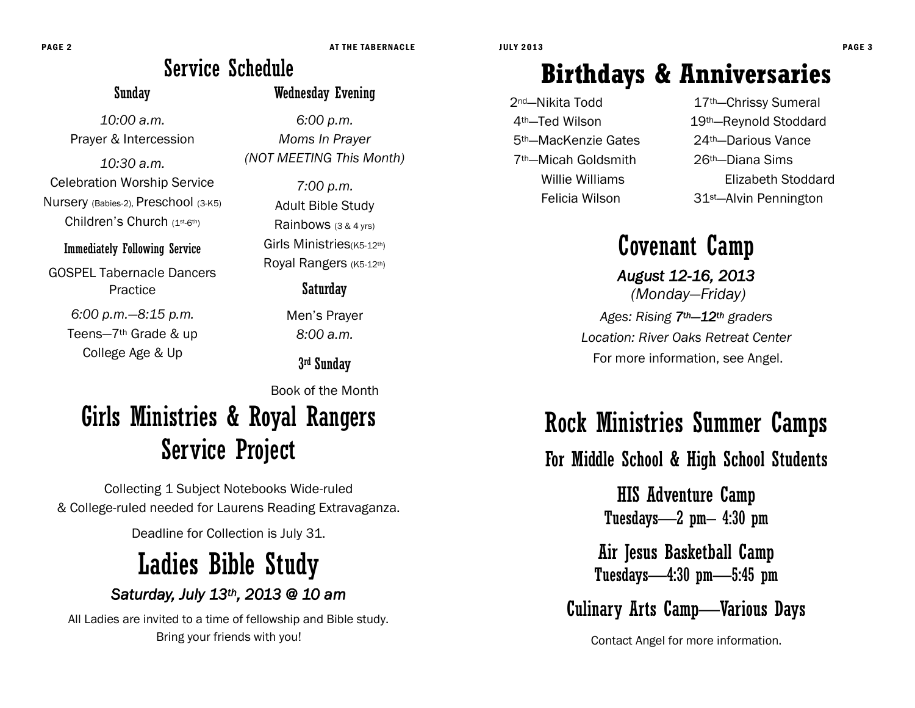# Service Schedule

## Sunday

*10:00 a.m.*
Prayer & Intercession

*10:30 a.m.*
Celebration Worship Service
Nursery (Babies-2), Preschool (3-K5)
Children's Church (1st-6th)

### Immediately Following Service

GOSPEL Tabernacle Dancers Practice

*6:00 p.m.—8:15 p.m.*
Teens—7th Grade & up
College Age & Up

## Wednesday Evening

*6:00 p.m.*
*Moms In Prayer*
*(NOT MEETING This Month)*

*7:00 p.m.*
Adult Bible Study
Rainbows (3 & 4 yrs)
Girls Ministries(K5-12th)
Royal Rangers (K5-12th)

## Saturday

Men's Prayer
*8:00 a.m.*

## 3rd Sunday

Book of the Month

# Girls Ministries & Royal Rangers Service Project

Collecting 1 Subject Notebooks Wide-ruled & College-ruled needed for Laurens Reading Extravaganza.

Deadline for Collection is July 31.

# Ladies Bible Study

***Saturday, July 13th, 2013 @ 10 am***

All Ladies are invited to a time of fellowship and Bible study. Bring your friends with you!

# Birthdays & Anniversaries

2nd—Nikita Todd
4th—Ted Wilson
5th—MacKenzie Gates
7th—Micah Goldsmith
Willie Williams
Felicia Wilson
17th—Chrissy Sumeral
19th—Reynold Stoddard
24th—Darious Vance
26th—Diana Sims
Elizabeth Stoddard
31st—Alvin Pennington

# Covenant Camp

*August 12-16, 2013*
*(Monday—Friday)*

*Ages: Rising 7th—12th graders*
*Location: River Oaks Retreat Center*
For more information, see Angel.

# Rock Ministries Summer Camps

## For Middle School & High School Students

### HIS Adventure Camp
Tuesdays—2 pm– 4:30 pm

### Air Jesus Basketball Camp
Tuesdays—4:30 pm—5:45 pm

### Culinary Arts Camp—Various Days

Contact Angel for more information.